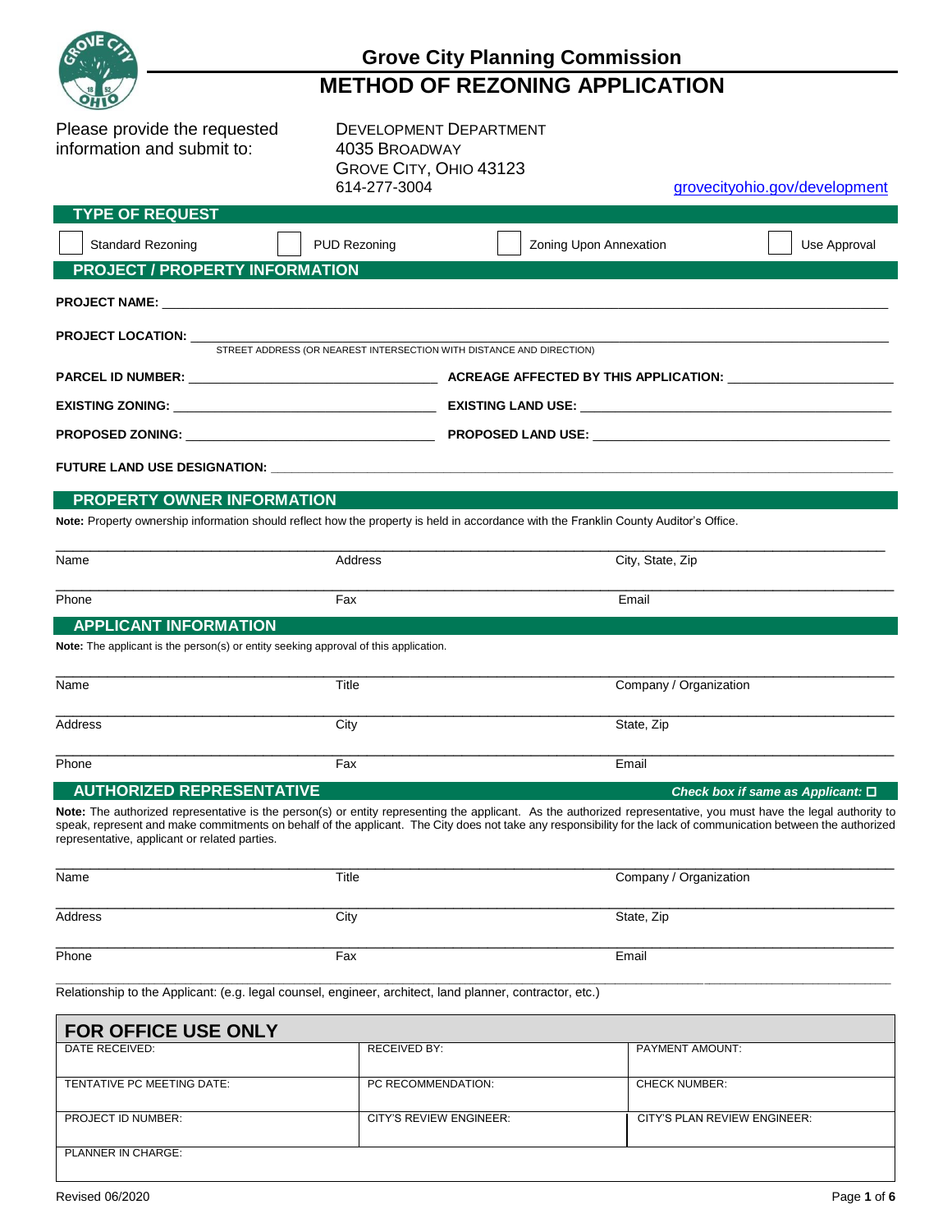# Grove City Planning Commission

## METHOD OF REZONING APPLICATION

Please provide the requested information and submit to:

DEVELOPMENT DEPARTMENT
4035 BROADWAY
GROVE CITY, OHIO 43123
614-277-3004

grovecityohio.gov/development

## TYPE OF REQUEST

☐ Standard Rezoning ☐ PUD Rezoning ☐ Zoning Upon Annexation ☐ Use Approval

## PROJECT / PROPERTY INFORMATION

**PROJECT NAME:** ______________________________

**PROJECT LOCATION:** ______________________________
STREET ADDRESS (OR NEAREST INTERSECTION WITH DISTANCE AND DIRECTION)

**PARCEL ID NUMBER:** ______________ **ACREAGE AFFECTED BY THIS APPLICATION:** ______________

**EXISTING ZONING:** ______________ **EXISTING LAND USE:** ______________

**PROPOSED ZONING:** ______________ **PROPOSED LAND USE:** ______________

**FUTURE LAND USE DESIGNATION:** ______________________________

## PROPERTY OWNER INFORMATION

**Note:** Property ownership information should reflect how the property is held in accordance with the Franklin County Auditor's Office.

| Name | Address | City, State, Zip |
|---|---|---|
| Phone | Fax | Email |

## APPLICANT INFORMATION

**Note:** The applicant is the person(s) or entity seeking approval of this application.

| Name | Title | Company / Organization |
|---|---|---|
| Address | City | State, Zip |
| Phone | Fax | Email |

## AUTHORIZED REPRESENTATIVE

***Check box if same as Applicant:*** ☐

**Note:** The authorized representative is the person(s) or entity representing the applicant. As the authorized representative, you must have the legal authority to speak, represent and make commitments on behalf of the applicant. The City does not take any responsibility for the lack of communication between the authorized representative, applicant or related parties.

| Name | Title | Company / Organization |
|---|---|---|
| Address | City | State, Zip |
| Phone | Fax | Email |

Relationship to the Applicant: (e.g. legal counsel, engineer, architect, land planner, contractor, etc.)

## FOR OFFICE USE ONLY

| DATE RECEIVED: | RECEIVED BY: | PAYMENT AMOUNT: |
|---|---|---|
| TENTATIVE PC MEETING DATE: | PC RECOMMENDATION: | CHECK NUMBER: |
| PROJECT ID NUMBER: | CITY'S REVIEW ENGINEER: | CITY'S PLAN REVIEW ENGINEER: |
| PLANNER IN CHARGE: | | |

Revised 06/2020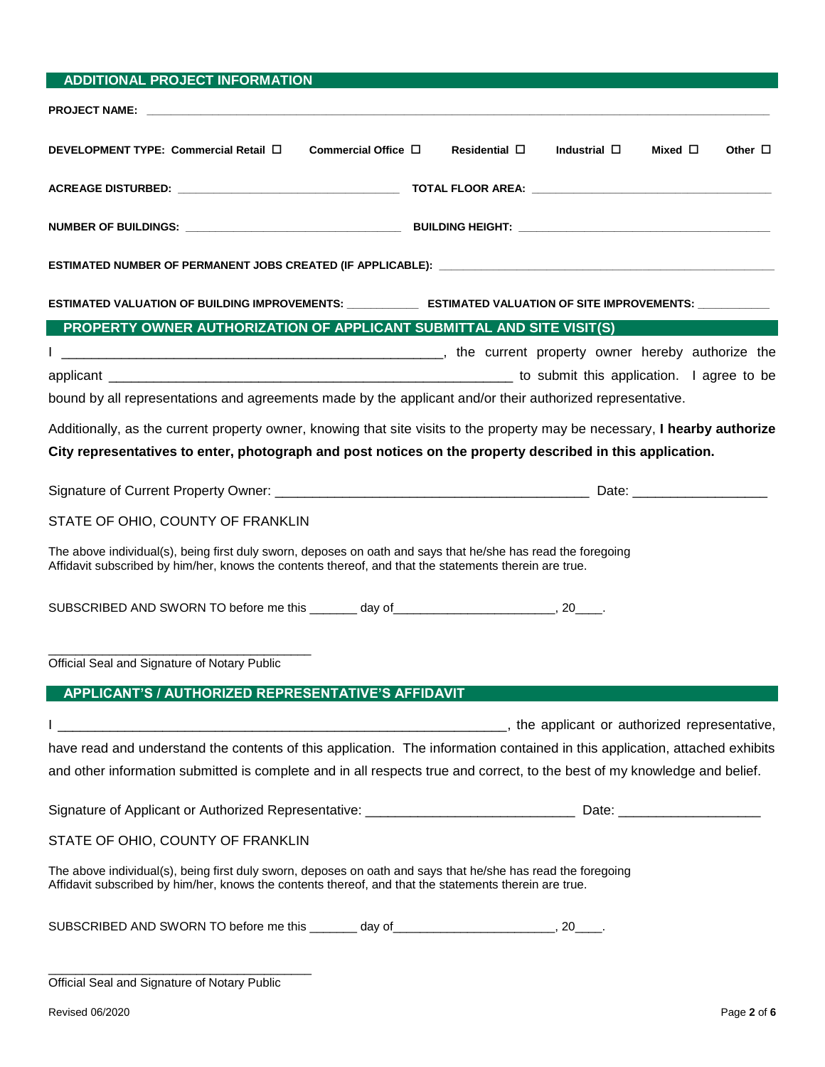## ADDITIONAL PROJECT INFORMATION

**PROJECT NAME:** ____________________________________________________________________________

**DEVELOPMENT TYPE: Commercial Retail ☐ Commercial Office ☐ Residential ☐ Industrial ☐ Mixed ☐ Other ☐**

**ACREAGE DISTURBED:** ______________________________ **TOTAL FLOOR AREA:** ______________________________

**NUMBER OF BUILDINGS:** ______________________________ **BUILDING HEIGHT:** ______________________________

**ESTIMATED NUMBER OF PERMANENT JOBS CREATED (IF APPLICABLE):** ______________________________

**ESTIMATED VALUATION OF BUILDING IMPROVEMENTS:** ___________ **ESTIMATED VALUATION OF SITE IMPROVEMENTS:** ___________

## PROPERTY OWNER AUTHORIZATION OF APPLICANT SUBMITTAL AND SITE VISIT(S)

I ______________________________________________, the current property owner hereby authorize the applicant ______________________________________________ to submit this application. I agree to be bound by all representations and agreements made by the applicant and/or their authorized representative.

Additionally, as the current property owner, knowing that site visits to the property may be necessary, **I hearby authorize City representatives to enter, photograph and post notices on the property described in this application.**

Signature of Current Property Owner: ______________________________________ Date: __________________

STATE OF OHIO, COUNTY OF FRANKLIN

The above individual(s), being first duly sworn, deposes on oath and says that he/she has read the foregoing Affidavit subscribed by him/her, knows the contents thereof, and that the statements therein are true.

SUBSCRIBED AND SWORN TO before me this _______ day of________________________, 20____.

______________________________________
Official Seal and Signature of Notary Public

## APPLICANT'S / AUTHORIZED REPRESENTATIVE'S AFFIDAVIT

I ______________________________________________________, the applicant or authorized representative, have read and understand the contents of this application. The information contained in this application, attached exhibits and other information submitted is complete and in all respects true and correct, to the best of my knowledge and belief.

Signature of Applicant or Authorized Representative: ____________________________ Date: ___________________

STATE OF OHIO, COUNTY OF FRANKLIN

The above individual(s), being first duly sworn, deposes on oath and says that he/she has read the foregoing Affidavit subscribed by him/her, knows the contents thereof, and that the statements therein are true.

SUBSCRIBED AND SWORN TO before me this _______ day of________________________, 20____.

______________________________________
Official Seal and Signature of Notary Public

Revised 06/2020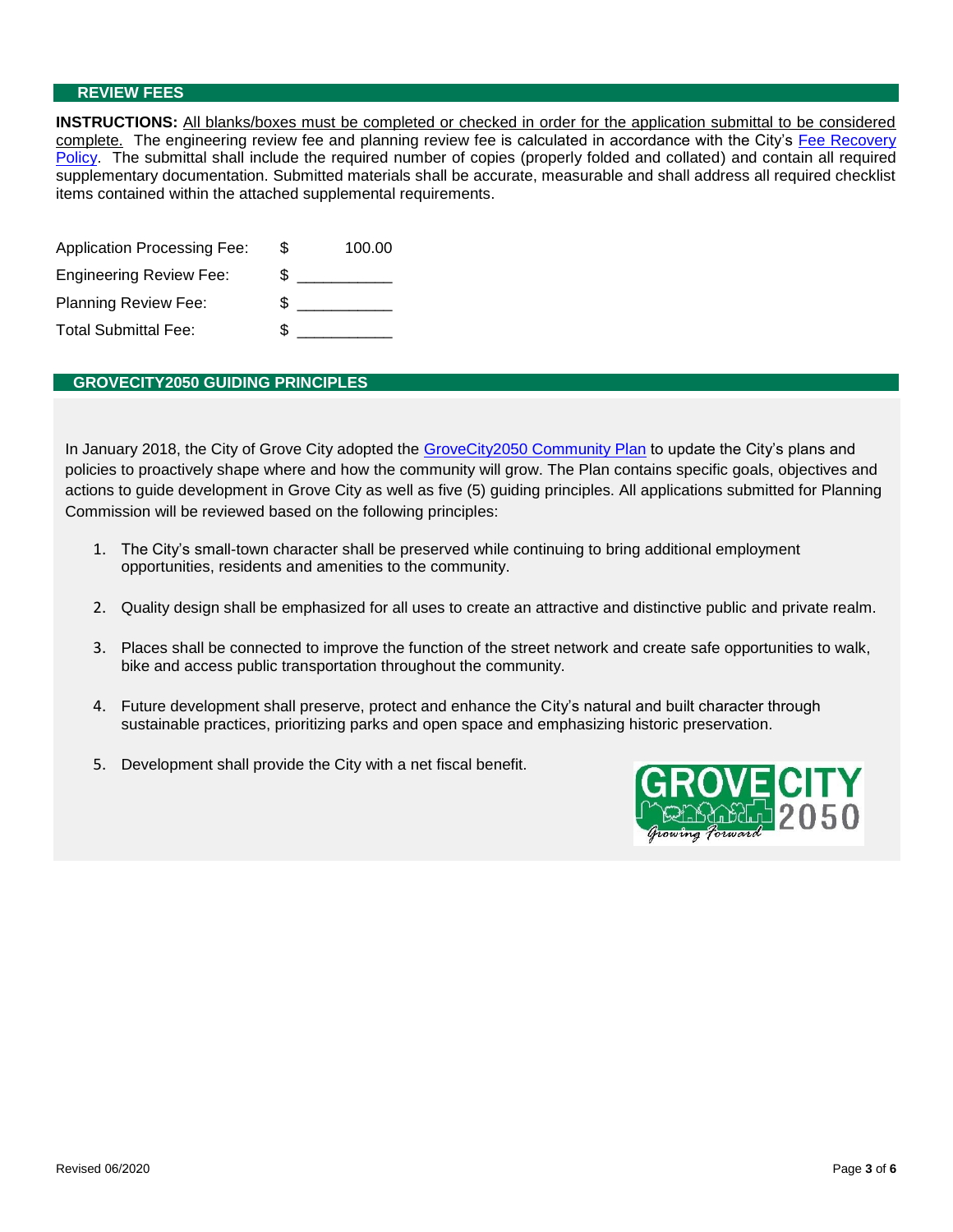## REVIEW FEES

**INSTRUCTIONS:** All blanks/boxes must be completed or checked in order for the application submittal to be considered complete. The engineering review fee and planning review fee is calculated in accordance with the City's Fee Recovery Policy. The submittal shall include the required number of copies (properly folded and collated) and contain all required supplementary documentation. Submitted materials shall be accurate, measurable and shall address all required checklist items contained within the attached supplemental requirements.

| | | |
|---|---|---|
| Application Processing Fee: | $ | 100.00 |
| Engineering Review Fee: | $ | ___________ |
| Planning Review Fee: | $ | ___________ |
| Total Submittal Fee: | $ | ___________ |

## GROVECITY2050 GUIDING PRINCIPLES

In January 2018, the City of Grove City adopted the GroveCity2050 Community Plan to update the City's plans and policies to proactively shape where and how the community will grow. The Plan contains specific goals, objectives and actions to guide development in Grove City as well as five (5) guiding principles. All applications submitted for Planning Commission will be reviewed based on the following principles:

1. The City's small-town character shall be preserved while continuing to bring additional employment opportunities, residents and amenities to the community.

2. Quality design shall be emphasized for all uses to create an attractive and distinctive public and private realm.

3. Places shall be connected to improve the function of the street network and create safe opportunities to walk, bike and access public transportation throughout the community.

4. Future development shall preserve, protect and enhance the City's natural and built character through sustainable practices, prioritizing parks and open space and emphasizing historic preservation.

5. Development shall provide the City with a net fiscal benefit.

Revised 06/2020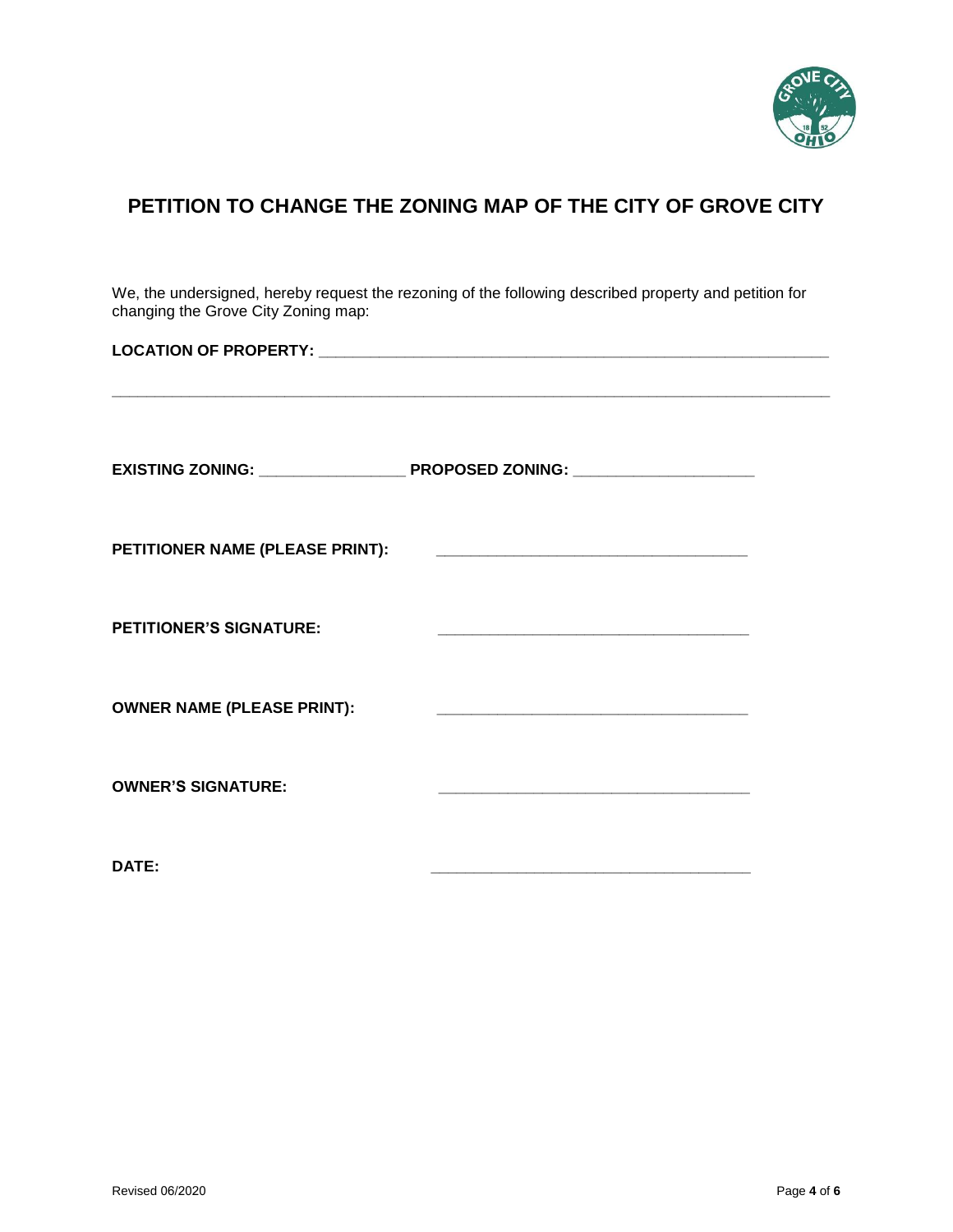# PETITION TO CHANGE THE ZONING MAP OF THE CITY OF GROVE CITY

We, the undersigned, hereby request the rezoning of the following described property and petition for changing the Grove City Zoning map:

**LOCATION OF PROPERTY:** ______________________________________________________________

_____________________________________________________________________________________

**EXISTING ZONING:** _________________ **PROPOSED ZONING:** _____________________

**PETITIONER NAME (PLEASE PRINT):** ____________________________________

**PETITIONER'S SIGNATURE:** ____________________________________

**OWNER NAME (PLEASE PRINT):** ____________________________________

**OWNER'S SIGNATURE:** ____________________________________

**DATE:** ____________________________________

Revised 06/2020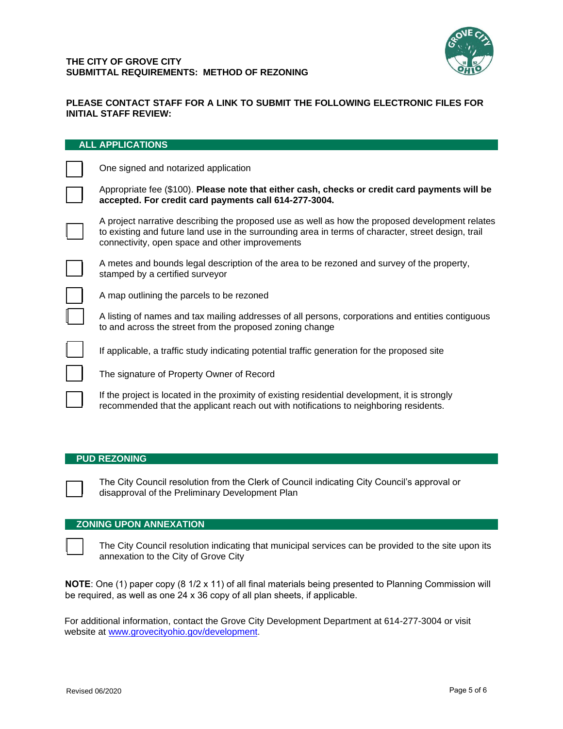**THE CITY OF GROVE CITY**
**SUBMITTAL REQUIREMENTS: METHOD OF REZONING**

**PLEASE CONTACT STAFF FOR A LINK TO SUBMIT THE FOLLOWING ELECTRONIC FILES FOR INITIAL STAFF REVIEW:**

## ALL APPLICATIONS

- [ ] One signed and notarized application
- [ ] Appropriate fee ($100). **Please note that either cash, checks or credit card payments will be accepted. For credit card payments call 614-277-3004.**
- [ ] A project narrative describing the proposed use as well as how the proposed development relates to existing and future land use in the surrounding area in terms of character, street design, trail connectivity, open space and other improvements
- [ ] A metes and bounds legal description of the area to be rezoned and survey of the property, stamped by a certified surveyor
- [ ] A map outlining the parcels to be rezoned
- [ ] A listing of names and tax mailing addresses of all persons, corporations and entities contiguous to and across the street from the proposed zoning change
- [ ] If applicable, a traffic study indicating potential traffic generation for the proposed site
- [ ] The signature of Property Owner of Record
- [ ] If the project is located in the proximity of existing residential development, it is strongly recommended that the applicant reach out with notifications to neighboring residents.

## PUD REZONING

- [ ] The City Council resolution from the Clerk of Council indicating City Council's approval or disapproval of the Preliminary Development Plan

## ZONING UPON ANNEXATION

- [ ] The City Council resolution indicating that municipal services can be provided to the site upon its annexation to the City of Grove City

**NOTE**: One (1) paper copy (8 1/2 x 11) of all final materials being presented to Planning Commission will be required, as well as one 24 x 36 copy of all plan sheets, if applicable.

For additional information, contact the Grove City Development Department at 614-277-3004 or visit website at [www.grovecityohio.gov/development](http://www.grovecityohio.gov/development).

Revised 06/2020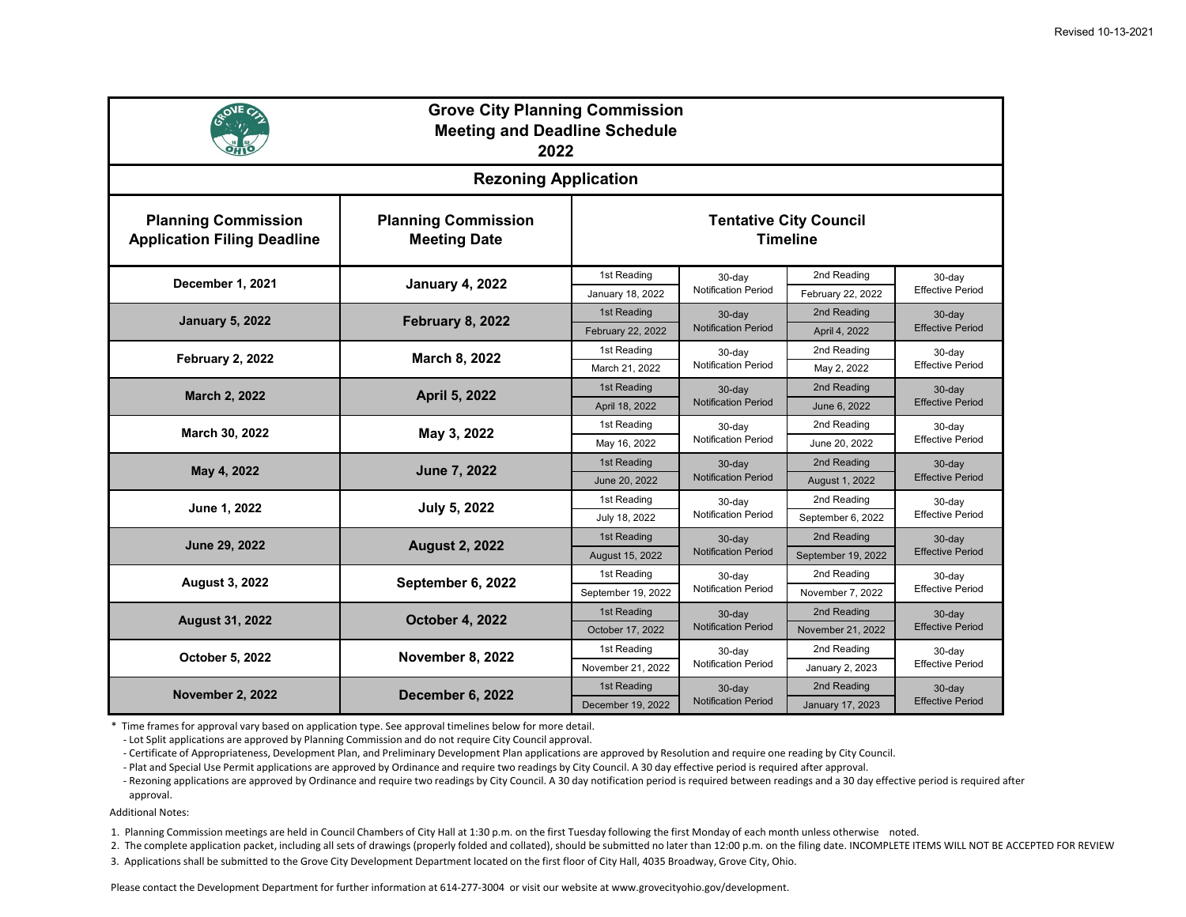Revised 10-13-2021

# Grove City Planning Commission Meeting and Deadline Schedule 2022

## Rezoning Application

| Planning Commission Application Filing Deadline | Planning Commission Meeting Date | Tentative City Council Timeline | | | |
|---|---|---|---|---|---|
| | | 1st Reading | 30-day Notification Period | 2nd Reading | 30-day Effective Period |
| December 1, 2021 | January 4, 2022 | January 18, 2022 | 30-day Notification Period | February 22, 2022 | 30-day Effective Period |
| January 5, 2022 | February 8, 2022 | February 22, 2022 | 30-day Notification Period | April 4, 2022 | 30-day Effective Period |
| February 2, 2022 | March 8, 2022 | March 21, 2022 | 30-day Notification Period | May 2, 2022 | 30-day Effective Period |
| March 2, 2022 | April 5, 2022 | April 18, 2022 | 30-day Notification Period | June 6, 2022 | 30-day Effective Period |
| March 30, 2022 | May 3, 2022 | May 16, 2022 | 30-day Notification Period | June 20, 2022 | 30-day Effective Period |
| May 4, 2022 | June 7, 2022 | June 20, 2022 | 30-day Notification Period | August 1, 2022 | 30-day Effective Period |
| June 1, 2022 | July 5, 2022 | July 18, 2022 | 30-day Notification Period | September 6, 2022 | 30-day Effective Period |
| June 29, 2022 | August 2, 2022 | August 15, 2022 | 30-day Notification Period | September 19, 2022 | 30-day Effective Period |
| August 3, 2022 | September 6, 2022 | September 19, 2022 | 30-day Notification Period | November 7, 2022 | 30-day Effective Period |
| August 31, 2022 | October 4, 2022 | October 17, 2022 | 30-day Notification Period | November 21, 2022 | 30-day Effective Period |
| October 5, 2022 | November 8, 2022 | November 21, 2022 | 30-day Notification Period | January 2, 2023 | 30-day Effective Period |
| November 2, 2022 | December 6, 2022 | December 19, 2022 | 30-day Notification Period | January 17, 2023 | 30-day Effective Period |

\* Time frames for approval vary based on application type. See approval timelines below for more detail.
- Lot Split applications are approved by Planning Commission and do not require City Council approval.
- Certificate of Appropriateness, Development Plan, and Preliminary Development Plan applications are approved by Resolution and require one reading by City Council.
- Plat and Special Use Permit applications are approved by Ordinance and require two readings by City Council. A 30 day effective period is required after approval.
- Rezoning applications are approved by Ordinance and require two readings by City Council. A 30 day notification period is required between readings and a 30 day effective period is required after approval.

Additional Notes:

1. Planning Commission meetings are held in Council Chambers of City Hall at 1:30 p.m. on the first Tuesday following the first Monday of each month unless otherwise noted.
2. The complete application packet, including all sets of drawings (properly folded and collated), should be submitted no later than 12:00 p.m. on the filing date. INCOMPLETE ITEMS WILL NOT BE ACCEPTED FOR REVIEW
3. Applications shall be submitted to the Grove City Development Department located on the first floor of City Hall, 4035 Broadway, Grove City, Ohio.

Please contact the Development Department for further information at 614-277-3004 or visit our website at www.grovecityohio.gov/development.